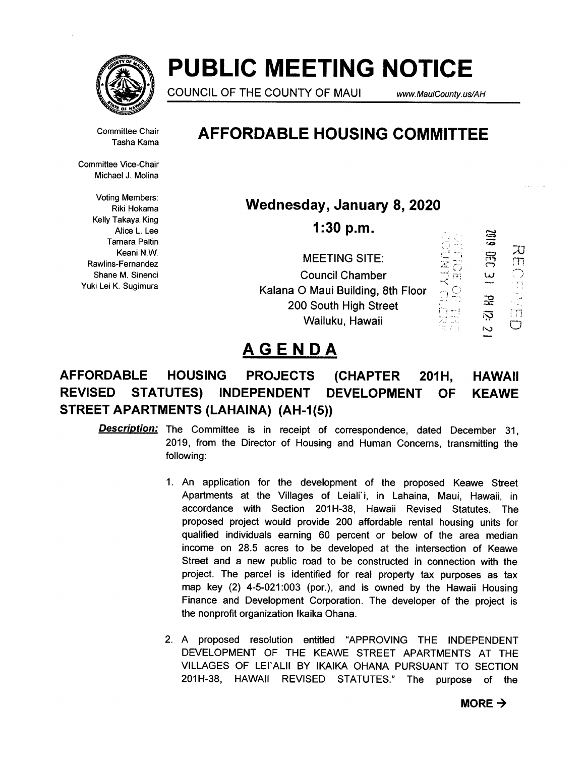# PUBLIC MEETING NOTICE

COUNCIL OF THE COUNTY OF MAUI www.MauiCounty.us/AH

Committee Chair
Tasha Kama

Committee Vice-Chair
Michael J. Molina

Voting Members:
Riki Hokama
Kelly Takaya King
Alice L. Lee
Tamara Paltin
Keani N.W. Rawlins-Fernandez
Shane M. Sinenci
Yuki Lei K. Sugimura

## AFFORDABLE HOUSING COMMITTEE

**Wednesday, January 8, 2020**

**1:30 p.m.**

MEETING SITE:
Council Chamber
Kalana O Maui Building, 8th Floor
200 South High Street
Wailuku, Hawaii

RECEIVED
2019 DEC 31 PM 12:21
OFFICE OF THE COUNTY CLERK

## AGENDA

### AFFORDABLE HOUSING PROJECTS (CHAPTER 201H, HAWAII REVISED STATUTES) INDEPENDENT DEVELOPMENT OF KEAWE STREET APARTMENTS (LAHAINA) (AH-1(5))

***Description:*** The Committee is in receipt of correspondence, dated December 31, 2019, from the Director of Housing and Human Concerns, transmitting the following:

1. An application for the development of the proposed Keawe Street Apartments at the Villages of Leiali`i, in Lahaina, Maui, Hawaii, in accordance with Section 201H-38, Hawaii Revised Statutes. The proposed project would provide 200 affordable rental housing units for qualified individuals earning 60 percent or below of the area median income on 28.5 acres to be developed at the intersection of Keawe Street and a new public road to be constructed in connection with the project. The parcel is identified for real property tax purposes as tax map key (2) 4-5-021:003 (por.), and is owned by the Hawaii Housing Finance and Development Corporation. The developer of the project is the nonprofit organization Ikaika Ohana.

2. A proposed resolution entitled "APPROVING THE INDEPENDENT DEVELOPMENT OF THE KEAWE STREET APARTMENTS AT THE VILLAGES OF LEI`ALII BY IKAIKA OHANA PURSUANT TO SECTION 201H-38, HAWAII REVISED STATUTES." The purpose of the

**MORE →**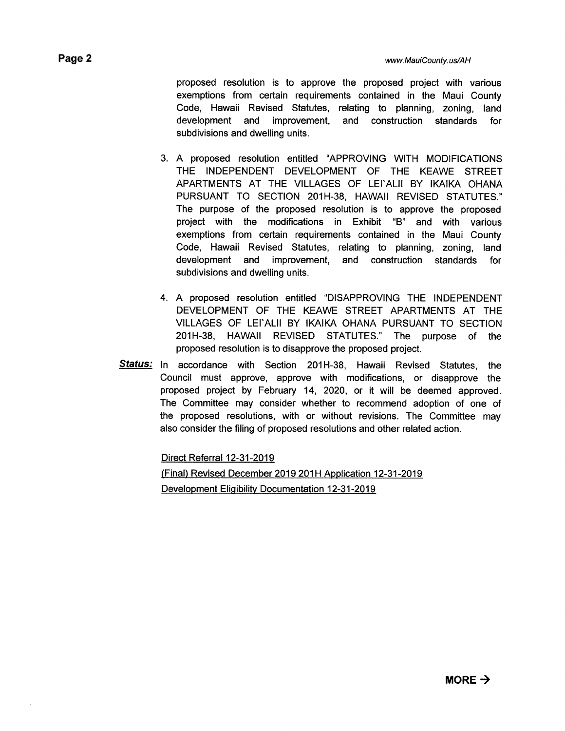proposed resolution is to approve the proposed project with various exemptions from certain requirements contained in the Maui County Code, Hawaii Revised Statutes, relating to planning, zoning, land development and improvement, and construction standards for subdivisions and dwelling units.

3. A proposed resolution entitled "APPROVING WITH MODIFICATIONS THE INDEPENDENT DEVELOPMENT OF THE KEAWE STREET APARTMENTS AT THE VILLAGES OF LEI'ALII BY IKAIKA OHANA PURSUANT TO SECTION 201H-38, HAWAII REVISED STATUTES." The purpose of the proposed resolution is to approve the proposed project with the modifications in Exhibit "B" and with various exemptions from certain requirements contained in the Maui County Code, Hawaii Revised Statutes, relating to planning, zoning, land development and improvement, and construction standards for subdivisions and dwelling units.

4. A proposed resolution entitled "DISAPPROVING THE INDEPENDENT DEVELOPMENT OF THE KEAWE STREET APARTMENTS AT THE VILLAGES OF LEI'ALII BY IKAIKA OHANA PURSUANT TO SECTION 201H-38, HAWAII REVISED STATUTES." The purpose of the proposed resolution is to disapprove the proposed project.

***Status:*** In accordance with Section 201H-38, Hawaii Revised Statutes, the Council must approve, approve with modifications, or disapprove the proposed project by February 14, 2020, or it will be deemed approved. The Committee may consider whether to recommend adoption of one of the proposed resolutions, with or without revisions. The Committee may also consider the filing of proposed resolutions and other related action.

Direct Referral 12-31-2019

(Final) Revised December 2019 201H Application 12-31-2019

Development Eligibility Documentation 12-31-2019

**MORE →**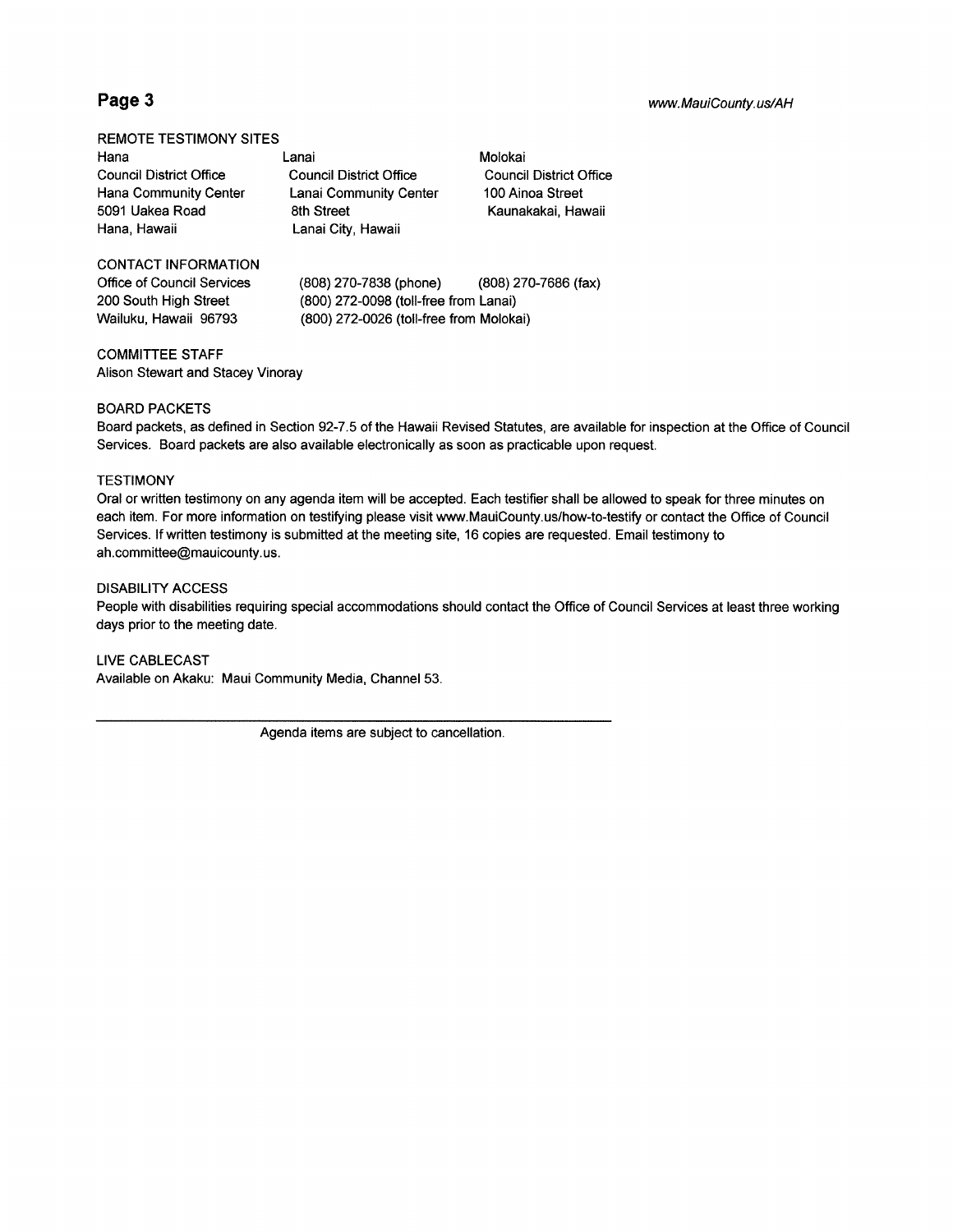## REMOTE TESTIMONY SITES

| Hana | Lanai | Molokai |
| --- | --- | --- |
| Council District Office | Council District Office | Council District Office |
| Hana Community Center | Lanai Community Center | 100 Ainoa Street |
| 5091 Uakea Road | 8th Street | Kaunakakai, Hawaii |
| Hana, Hawaii | Lanai City, Hawaii | |

## CONTACT INFORMATION

| | | |
| --- | --- | --- |
| Office of Council Services | (808) 270-7838 (phone) | (808) 270-7686 (fax) |
| 200 South High Street | (800) 272-0098 (toll-free from Lanai) | |
| Wailuku, Hawaii 96793 | (800) 272-0026 (toll-free from Molokai) | |

## COMMITTEE STAFF

Alison Stewart and Stacey Vinoray

## BOARD PACKETS

Board packets, as defined in Section 92-7.5 of the Hawaii Revised Statutes, are available for inspection at the Office of Council Services. Board packets are also available electronically as soon as practicable upon request.

## TESTIMONY

Oral or written testimony on any agenda item will be accepted. Each testifier shall be allowed to speak for three minutes on each item. For more information on testifying please visit www.MauiCounty.us/how-to-testify or contact the Office of Council Services. If written testimony is submitted at the meeting site, 16 copies are requested. Email testimony to ah.committee@mauicounty.us.

## DISABILITY ACCESS

People with disabilities requiring special accommodations should contact the Office of Council Services at least three working days prior to the meeting date.

## LIVE CABLECAST

Available on Akaku: Maui Community Media, Channel 53.

---

Agenda items are subject to cancellation.